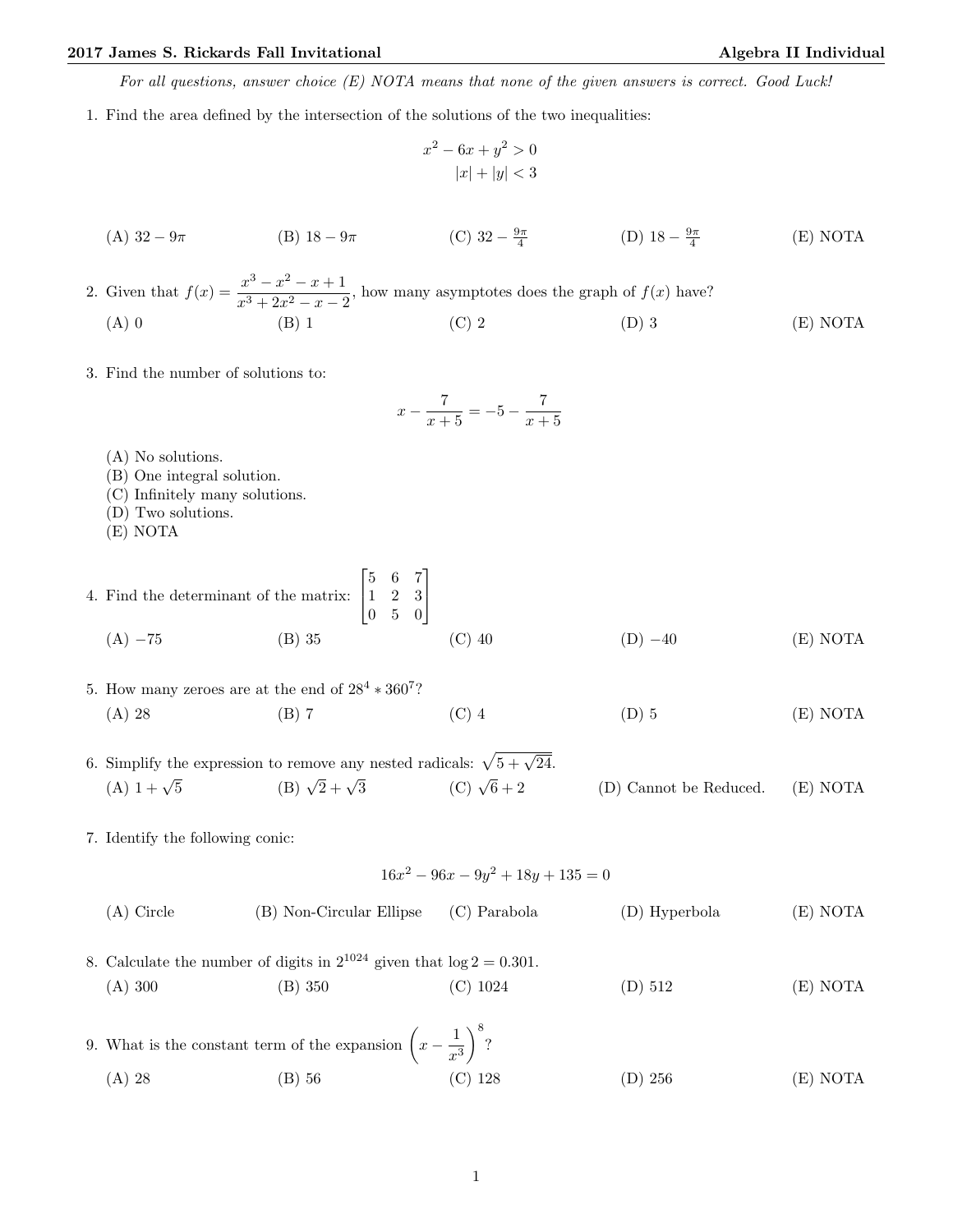*For all questions, answer choice (E) NOTA means that none of the given answers is correct. Good Luck!*

1. Find the area defined by the intersection of the solutions of the two inequalities:

$$x^2 - 6x + y^2 > 0$$
$$|x| + |y| < 3$$

(A) $32 - 9\pi$ (B) $18 - 9\pi$ (C) $32 - \frac{9\pi}{4}$ (D) $18 - \frac{9\pi}{4}$ (E) NOTA

2. Given that $f(x) = \dfrac{x^3 - x^2 - x + 1}{x^3 + 2x^2 - x - 2}$, how many asymptotes does the graph of $f(x)$ have?

(A) 0 (B) 1 (C) 2 (D) 3 (E) NOTA

3. Find the number of solutions to:

$$x - \frac{7}{x+5} = -5 - \frac{7}{x+5}$$

(A) No solutions.
(B) One integral solution.
(C) Infinitely many solutions.
(D) Two solutions.
(E) NOTA

4. Find the determinant of the matrix: $\begin{bmatrix} 5 & 6 & 7 \\ 1 & 2 & 3 \\ 0 & 5 & 0 \end{bmatrix}$

(A) $-75$ (B) 35 (C) 40 (D) $-40$ (E) NOTA

5. How many zeroes are at the end of $28^4 * 360^7$?

(A) 28 (B) 7 (C) 4 (D) 5 (E) NOTA

6. Simplify the expression to remove any nested radicals: $\sqrt{5 + \sqrt{24}}$.

(A) $1 + \sqrt{5}$ (B) $\sqrt{2} + \sqrt{3}$ (C) $\sqrt{6} + 2$ (D) Cannot be Reduced. (E) NOTA

7. Identify the following conic:

$$16x^2 - 96x - 9y^2 + 18y + 135 = 0$$

(A) Circle (B) Non-Circular Ellipse (C) Parabola (D) Hyperbola (E) NOTA

8. Calculate the number of digits in $2^{1024}$ given that $\log 2 = 0.301$.

(A) 300 (B) 350 (C) 1024 (D) 512 (E) NOTA

9. What is the constant term of the expansion $\left(x - \dfrac{1}{x^3}\right)^8$?

(A) 28 (B) 56 (C) 128 (D) 256 (E) NOTA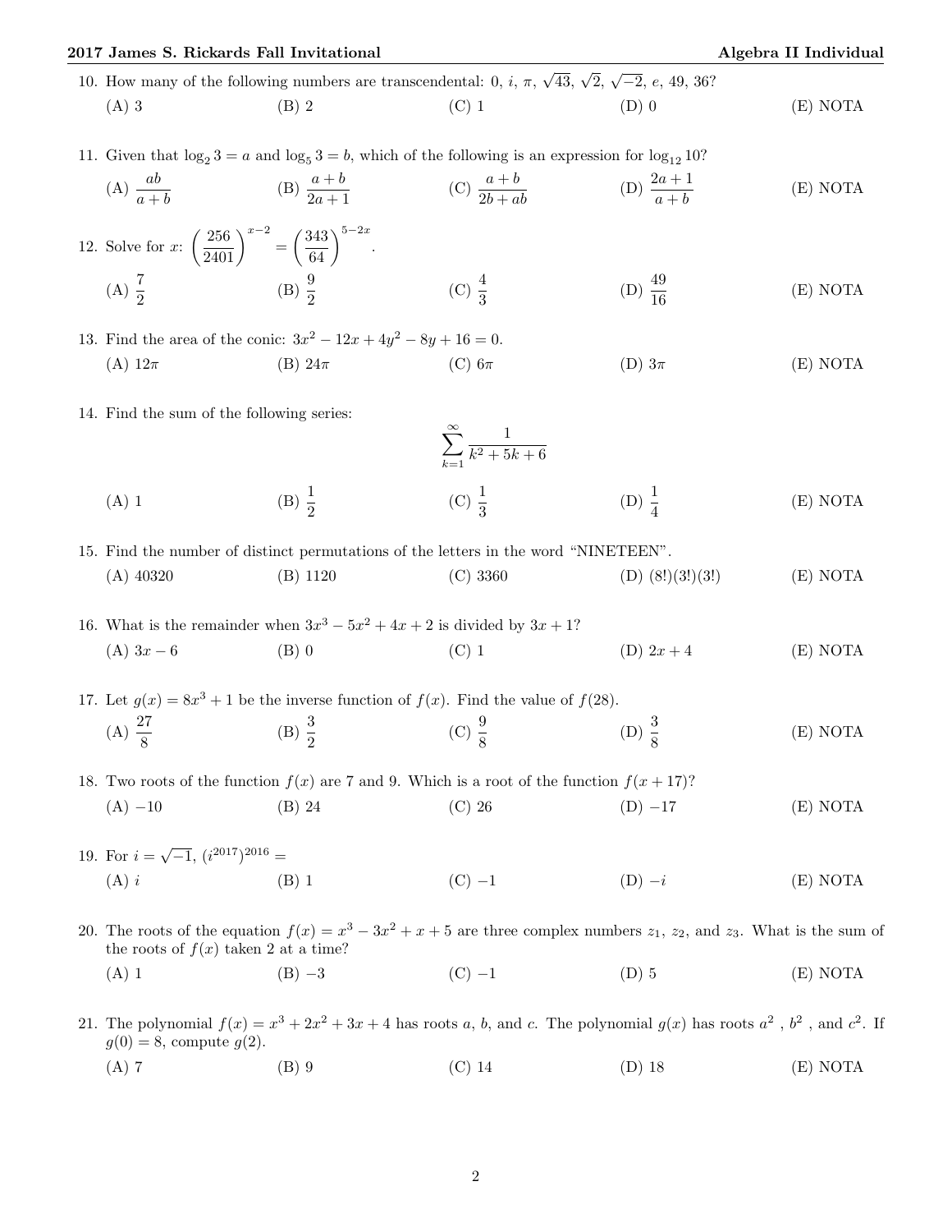10. How many of the following numbers are transcendental: 0, $i$, $\pi$, $\sqrt{43}$, $\sqrt{2}$, $\sqrt{-2}$, $e$, 49, 36?

(A) 3 (B) 2 (C) 1 (D) 0 (E) NOTA

11. Given that $\log_2 3 = a$ and $\log_5 3 = b$, which of the following is an expression for $\log_{12} 10$?

(A) $\dfrac{ab}{a+b}$ (B) $\dfrac{a+b}{2a+1}$ (C) $\dfrac{a+b}{2b+ab}$ (D) $\dfrac{2a+1}{a+b}$ (E) NOTA

12. Solve for $x$: $\left(\dfrac{256}{2401}\right)^{x-2} = \left(\dfrac{343}{64}\right)^{5-2x}$.

(A) $\dfrac{7}{2}$ (B) $\dfrac{9}{2}$ (C) $\dfrac{4}{3}$ (D) $\dfrac{49}{16}$ (E) NOTA

13. Find the area of the conic: $3x^2 - 12x + 4y^2 - 8y + 16 = 0$.

(A) $12\pi$ (B) $24\pi$ (C) $6\pi$ (D) $3\pi$ (E) NOTA

14. Find the sum of the following series:

$$\sum_{k=1}^{\infty} \frac{1}{k^2 + 5k + 6}$$

(A) 1 (B) $\dfrac{1}{2}$ (C) $\dfrac{1}{3}$ (D) $\dfrac{1}{4}$ (E) NOTA

15. Find the number of distinct permutations of the letters in the word "NINETEEN".

(A) 40320 (B) 1120 (C) 3360 (D) (8!)(3!)(3!) (E) NOTA

16. What is the remainder when $3x^3 - 5x^2 + 4x + 2$ is divided by $3x + 1$?

(A) $3x - 6$ (B) 0 (C) 1 (D) $2x + 4$ (E) NOTA

17. Let $g(x) = 8x^3 + 1$ be the inverse function of $f(x)$. Find the value of $f(28)$.

(A) $\dfrac{27}{8}$ (B) $\dfrac{3}{2}$ (C) $\dfrac{9}{8}$ (D) $\dfrac{3}{8}$ (E) NOTA

18. Two roots of the function $f(x)$ are 7 and 9. Which is a root of the function $f(x + 17)$?

(A) $-10$ (B) 24 (C) 26 (D) $-17$ (E) NOTA

19. For $i = \sqrt{-1}$, $(i^{2017})^{2016} =$

(A) $i$ (B) 1 (C) $-1$ (D) $-i$ (E) NOTA

20. The roots of the equation $f(x) = x^3 - 3x^2 + x + 5$ are three complex numbers $z_1$, $z_2$, and $z_3$. What is the sum of the roots of $f(x)$ taken 2 at a time?

(A) 1 (B) $-3$ (C) $-1$ (D) 5 (E) NOTA

21. The polynomial $f(x) = x^3 + 2x^2 + 3x + 4$ has roots $a$, $b$, and $c$. The polynomial $g(x)$ has roots $a^2$, $b^2$, and $c^2$. If $g(0) = 8$, compute $g(2)$.

(A) 7 (B) 9 (C) 14 (D) 18 (E) NOTA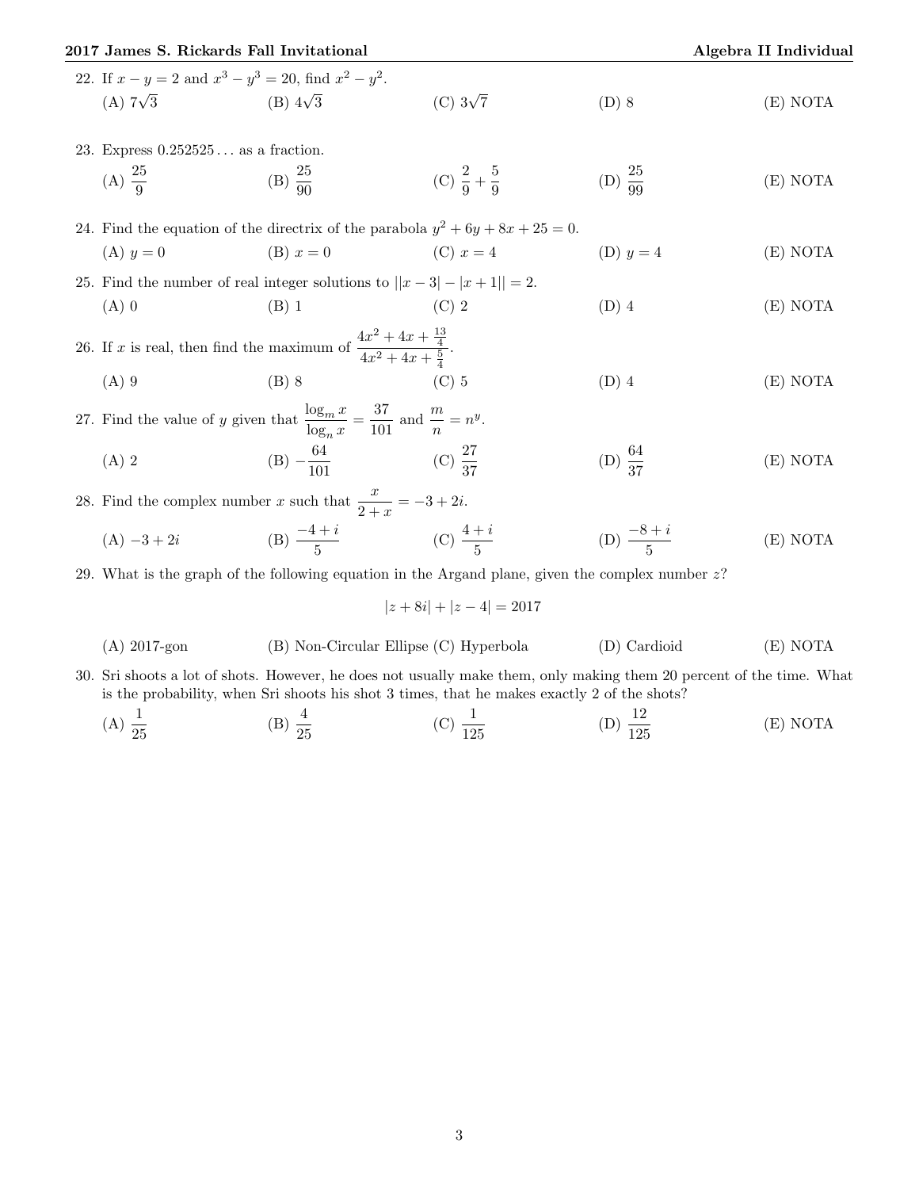22. If $x - y = 2$ and $x^3 - y^3 = 20$, find $x^2 - y^2$.

(A) $7\sqrt{3}$ (B) $4\sqrt{3}$ (C) $3\sqrt{7}$ (D) 8 (E) NOTA

23. Express $0.252525\ldots$ as a fraction.

(A) $\frac{25}{9}$ (B) $\frac{25}{90}$ (C) $\frac{2}{9} + \frac{5}{9}$ (D) $\frac{25}{99}$ (E) NOTA

24. Find the equation of the directrix of the parabola $y^2 + 6y + 8x + 25 = 0$.

(A) $y = 0$ (B) $x = 0$ (C) $x = 4$ (D) $y = 4$ (E) NOTA

25. Find the number of real integer solutions to $||x - 3| - |x + 1|| = 2$.

(A) 0 (B) 1 (C) 2 (D) 4 (E) NOTA

26. If $x$ is real, then find the maximum of $\dfrac{4x^2 + 4x + \frac{13}{4}}{4x^2 + 4x + \frac{5}{4}}$.

(A) 9 (B) 8 (C) 5 (D) 4 (E) NOTA

27. Find the value of $y$ given that $\dfrac{\log_m x}{\log_n x} = \dfrac{37}{101}$ and $\dfrac{m}{n} = n^y$.

(A) 2 (B) $-\frac{64}{101}$ (C) $\frac{27}{37}$ (D) $\frac{64}{37}$ (E) NOTA

28. Find the complex number $x$ such that $\dfrac{x}{2 + x} = -3 + 2i$.

(A) $-3 + 2i$ (B) $\frac{-4 + i}{5}$ (C) $\frac{4 + i}{5}$ (D) $\frac{-8 + i}{5}$ (E) NOTA

29. What is the graph of the following equation in the Argand plane, given the complex number $z$?

$$|z + 8i| + |z - 4| = 2017$$

(A) 2017-gon (B) Non-Circular Ellipse (C) Hyperbola (D) Cardioid (E) NOTA

30. Sri shoots a lot of shots. However, he does not usually make them, only making them 20 percent of the time. What is the probability, when Sri shoots his shot 3 times, that he makes exactly 2 of the shots?

(A) $\frac{1}{25}$ (B) $\frac{4}{25}$ (C) $\frac{1}{125}$ (D) $\frac{12}{125}$ (E) NOTA